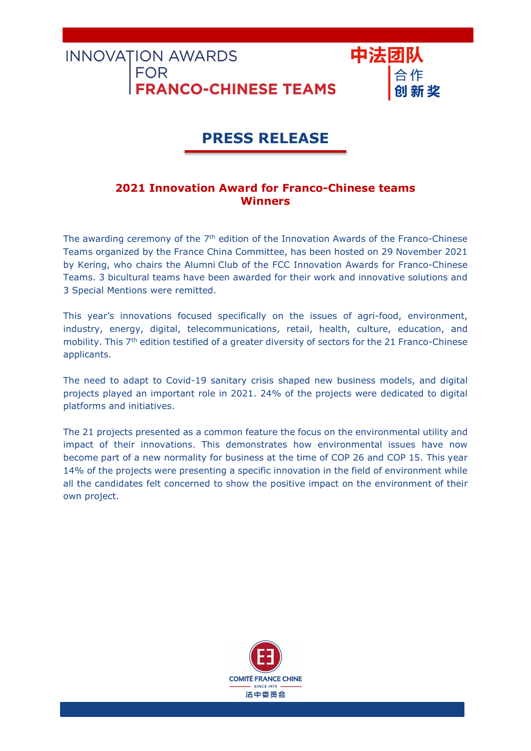INNOVATION AWARDS FOR **FRANCO-CHINESE TEAMS**

中法团队 合作 创新奖

# PRESS RELEASE

## 2021 Innovation Award for Franco-Chinese teams Winners

The awarding ceremony of the 7th edition of the Innovation Awards of the Franco-Chinese Teams organized by the France China Committee, has been hosted on 29 November 2021 by Kering, who chairs the Alumni Club of the FCC Innovation Awards for Franco-Chinese Teams. 3 bicultural teams have been awarded for their work and innovative solutions and 3 Special Mentions were remitted.

This year's innovations focused specifically on the issues of agri-food, environment, industry, energy, digital, telecommunications, retail, health, culture, education, and mobility. This 7th edition testified of a greater diversity of sectors for the 21 Franco-Chinese applicants.

The need to adapt to Covid-19 sanitary crisis shaped new business models, and digital projects played an important role in 2021. 24% of the projects were dedicated to digital platforms and initiatives.

The 21 projects presented as a common feature the focus on the environmental utility and impact of their innovations. This demonstrates how environmental issues have now become part of a new normality for business at the time of COP 26 and COP 15. This year 14% of the projects were presenting a specific innovation in the field of environment while all the candidates felt concerned to show the positive impact on the environment of their own project.

COMITÉ FRANCE CHINE
SINCE 1979
法中委员会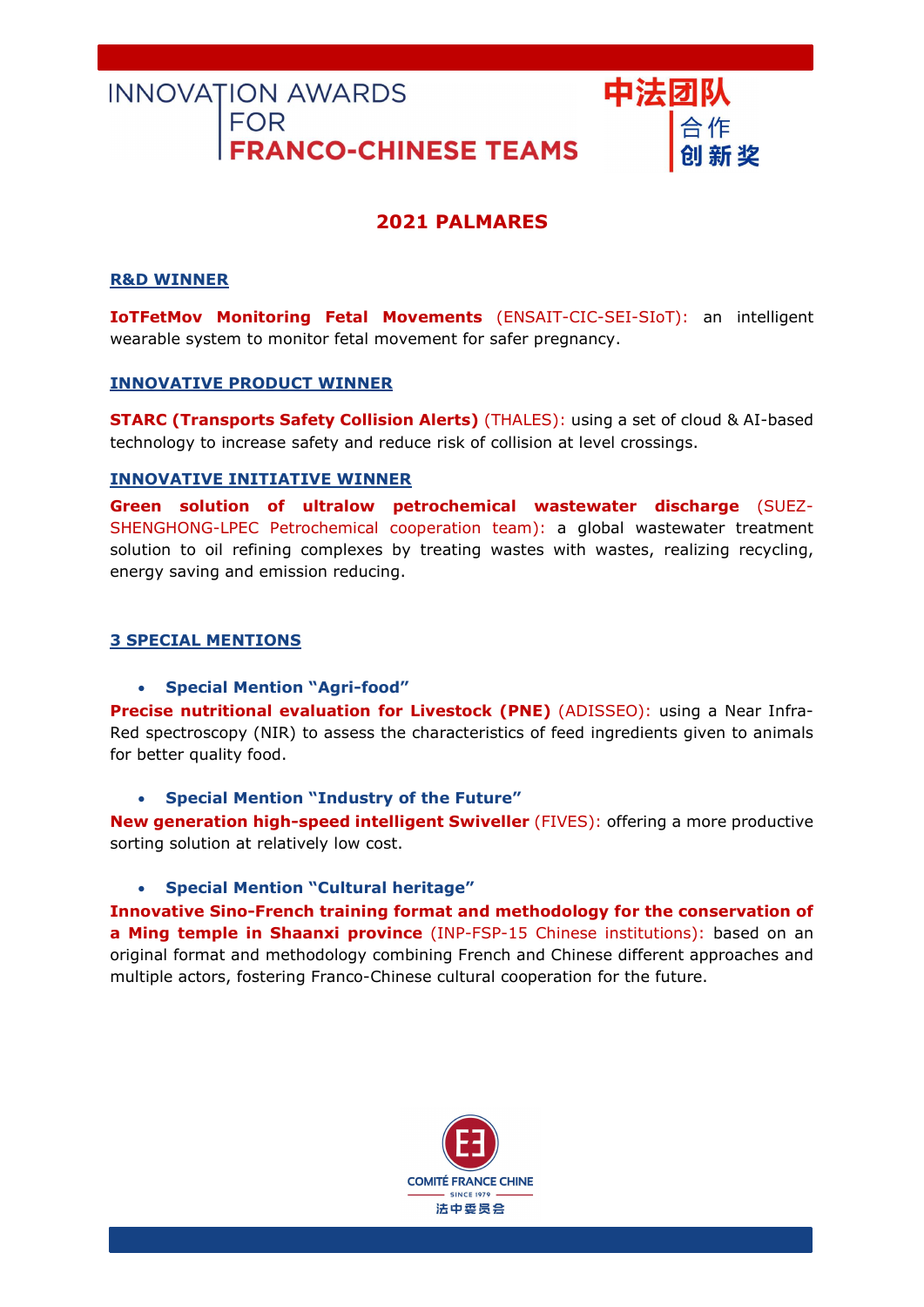# INNOVATION AWARDS FOR FRANCO-CHINESE TEAMS

中法团队合作创新奖

## 2021 PALMARES

### R&D WINNER

**IoTFetMov Monitoring Fetal Movements** (ENSAIT-CIC-SEI-SIoT): an intelligent wearable system to monitor fetal movement for safer pregnancy.

### INNOVATIVE PRODUCT WINNER

**STARC (Transports Safety Collision Alerts)** (THALES): using a set of cloud & AI-based technology to increase safety and reduce risk of collision at level crossings.

### INNOVATIVE INITIATIVE WINNER

**Green solution of ultralow petrochemical wastewater discharge** (SUEZ-SHENGHONG-LPEC Petrochemical cooperation team): a global wastewater treatment solution to oil refining complexes by treating wastes with wastes, realizing recycling, energy saving and emission reducing.

### 3 SPECIAL MENTIONS

- **Special Mention "Agri-food"**

**Precise nutritional evaluation for Livestock (PNE)** (ADISSEO): using a Near Infra-Red spectroscopy (NIR) to assess the characteristics of feed ingredients given to animals for better quality food.

- **Special Mention "Industry of the Future"**

**New generation high-speed intelligent Swiveller** (FIVES): offering a more productive sorting solution at relatively low cost.

- **Special Mention "Cultural heritage"**

**Innovative Sino-French training format and methodology for the conservation of a Ming temple in Shaanxi province** (INP-FSP-15 Chinese institutions): based on an original format and methodology combining French and Chinese different approaches and multiple actors, fostering Franco-Chinese cultural cooperation for the future.

COMITÉ FRANCE CHINE
SINCE 1979
法中委员会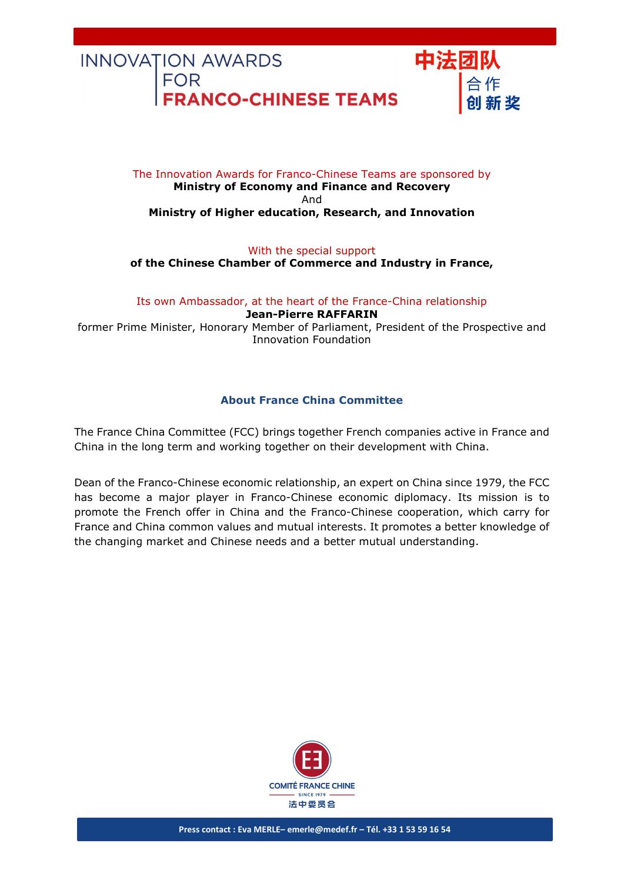INNOVATION AWARDS FOR FRANCO-CHINESE TEAMS

中法团队合作创新奖

The Innovation Awards for Franco-Chinese Teams are sponsored by
**Ministry of Economy and Finance and Recovery**
And
**Ministry of Higher education, Research, and Innovation**

With the special support
**of the Chinese Chamber of Commerce and Industry in France,**

Its own Ambassador, at the heart of the France-China relationship
**Jean-Pierre RAFFARIN**
former Prime Minister, Honorary Member of Parliament, President of the Prospective and Innovation Foundation

## About France China Committee

The France China Committee (FCC) brings together French companies active in France and China in the long term and working together on their development with China.

Dean of the Franco-Chinese economic relationship, an expert on China since 1979, the FCC has become a major player in Franco-Chinese economic diplomacy. Its mission is to promote the French offer in China and the Franco-Chinese cooperation, which carry for France and China common values and mutual interests. It promotes a better knowledge of the changing market and Chinese needs and a better mutual understanding.

COMITÉ FRANCE CHINE
SINCE 1979
法中委员会

**Press contact : Eva MERLE– emerle@medef.fr – Tél. +33 1 53 59 16 54**